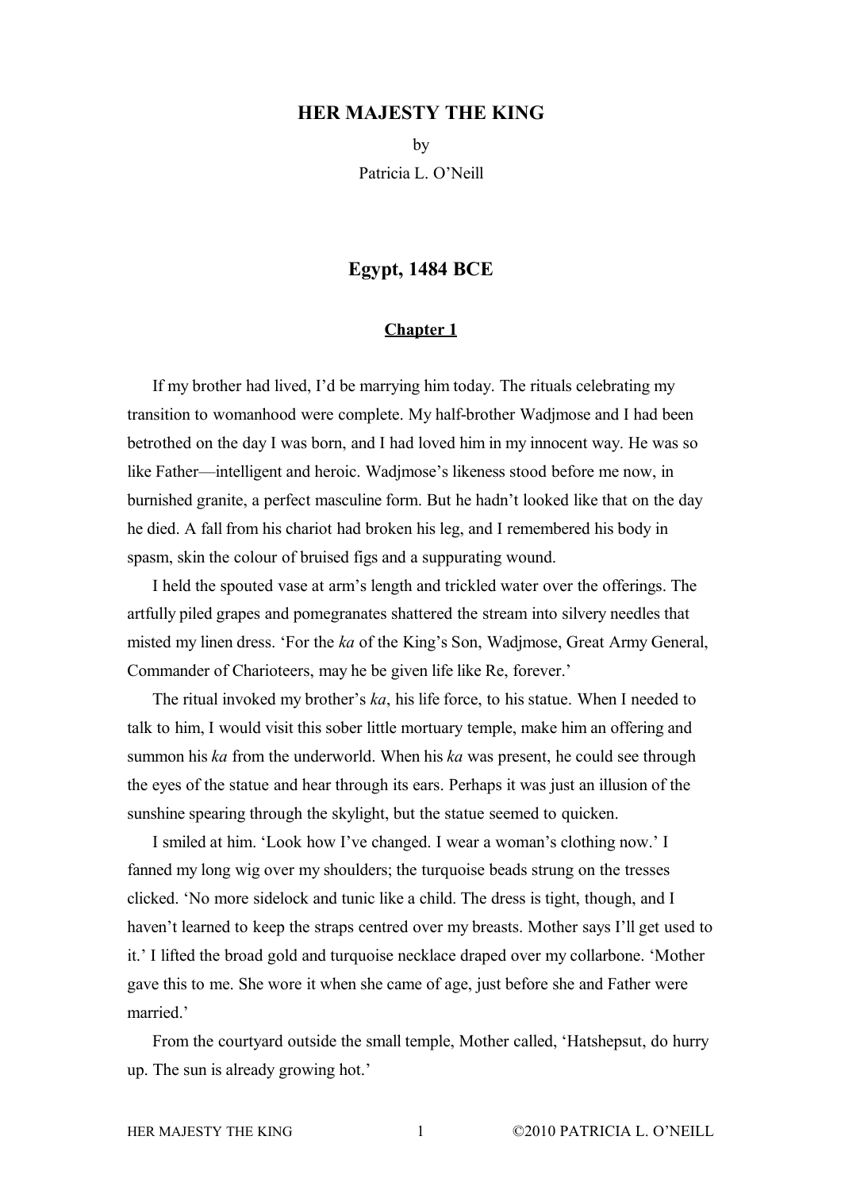# HER MAJESTY THE KING

by

Patricia L. O'Neill

## Egypt, 1484 BCE

### Chapter 1

If my brother had lived, I'd be marrying him today. The rituals celebrating my transition to womanhood were complete. My half-brother Wadjmose and I had been betrothed on the day I was born, and I had loved him in my innocent way. He was so like Father—intelligent and heroic. Wadjmose's likeness stood before me now, in burnished granite, a perfect masculine form. But he hadn't looked like that on the day he died. A fall from his chariot had broken his leg, and I remembered his body in spasm, skin the colour of bruised figs and a suppurating wound.

I held the spouted vase at arm's length and trickled water over the offerings. The artfully piled grapes and pomegranates shattered the stream into silvery needles that misted my linen dress. 'For the *ka* of the King's Son, Wadjmose, Great Army General, Commander of Charioteers, may he be given life like Re, forever.'

The ritual invoked my brother's *ka*, his life force, to his statue. When I needed to talk to him, I would visit this sober little mortuary temple, make him an offering and summon his *ka* from the underworld. When his *ka* was present, he could see through the eyes of the statue and hear through its ears. Perhaps it was just an illusion of the sunshine spearing through the skylight, but the statue seemed to quicken.

I smiled at him. 'Look how I've changed. I wear a woman's clothing now.' I fanned my long wig over my shoulders; the turquoise beads strung on the tresses clicked. 'No more sidelock and tunic like a child. The dress is tight, though, and I haven't learned to keep the straps centred over my breasts. Mother says I'll get used to it.' I lifted the broad gold and turquoise necklace draped over my collarbone. 'Mother gave this to me. She wore it when she came of age, just before she and Father were married.'

From the courtyard outside the small temple, Mother called, 'Hatshepsut, do hurry up. The sun is already growing hot.'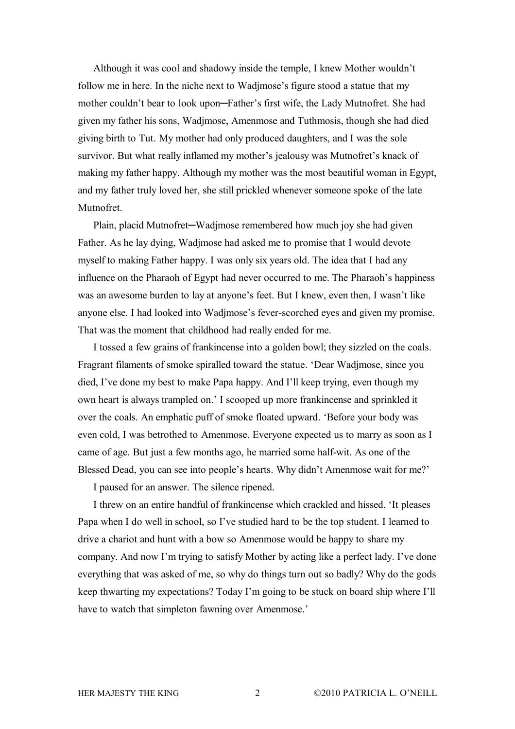Although it was cool and shadowy inside the temple, I knew Mother wouldn't follow me in here. In the niche next to Wadjmose's figure stood a statue that my mother couldn't bear to look upon─Father's first wife, the Lady Mutnofret. She had given my father his sons, Wadjmose, Amenmose and Tuthmosis, though she had died giving birth to Tut. My mother had only produced daughters, and I was the sole survivor. But what really inflamed my mother's jealousy was Mutnofret's knack of making my father happy. Although my mother was the most beautiful woman in Egypt, and my father truly loved her, she still prickled whenever someone spoke of the late Mutnofret.

Plain, placid Mutnofret─Wadjmose remembered how much joy she had given Father. As he lay dying, Wadjmose had asked me to promise that I would devote myself to making Father happy. I was only six years old. The idea that I had any influence on the Pharaoh of Egypt had never occurred to me. The Pharaoh's happiness was an awesome burden to lay at anyone's feet. But I knew, even then, I wasn't like anyone else. I had looked into Wadjmose's fever-scorched eyes and given my promise. That was the moment that childhood had really ended for me.

I tossed a few grains of frankincense into a golden bowl; they sizzled on the coals. Fragrant filaments of smoke spiralled toward the statue. 'Dear Wadjmose, since you died, I've done my best to make Papa happy. And I'll keep trying, even though my own heart is always trampled on.' I scooped up more frankincense and sprinkled it over the coals. An emphatic puff of smoke floated upward. 'Before your body was even cold, I was betrothed to Amenmose. Everyone expected us to marry as soon as I came of age. But just a few months ago, he married some half-wit. As one of the Blessed Dead, you can see into people's hearts. Why didn't Amenmose wait for me?'

I paused for an answer. The silence ripened.

I threw on an entire handful of frankincense which crackled and hissed. 'It pleases Papa when I do well in school, so I've studied hard to be the top student. I learned to drive a chariot and hunt with a bow so Amenmose would be happy to share my company. And now I'm trying to satisfy Mother by acting like a perfect lady. I've done everything that was asked of me, so why do things turn out so badly? Why do the gods keep thwarting my expectations? Today I'm going to be stuck on board ship where I'll have to watch that simpleton fawning over Amenmose.'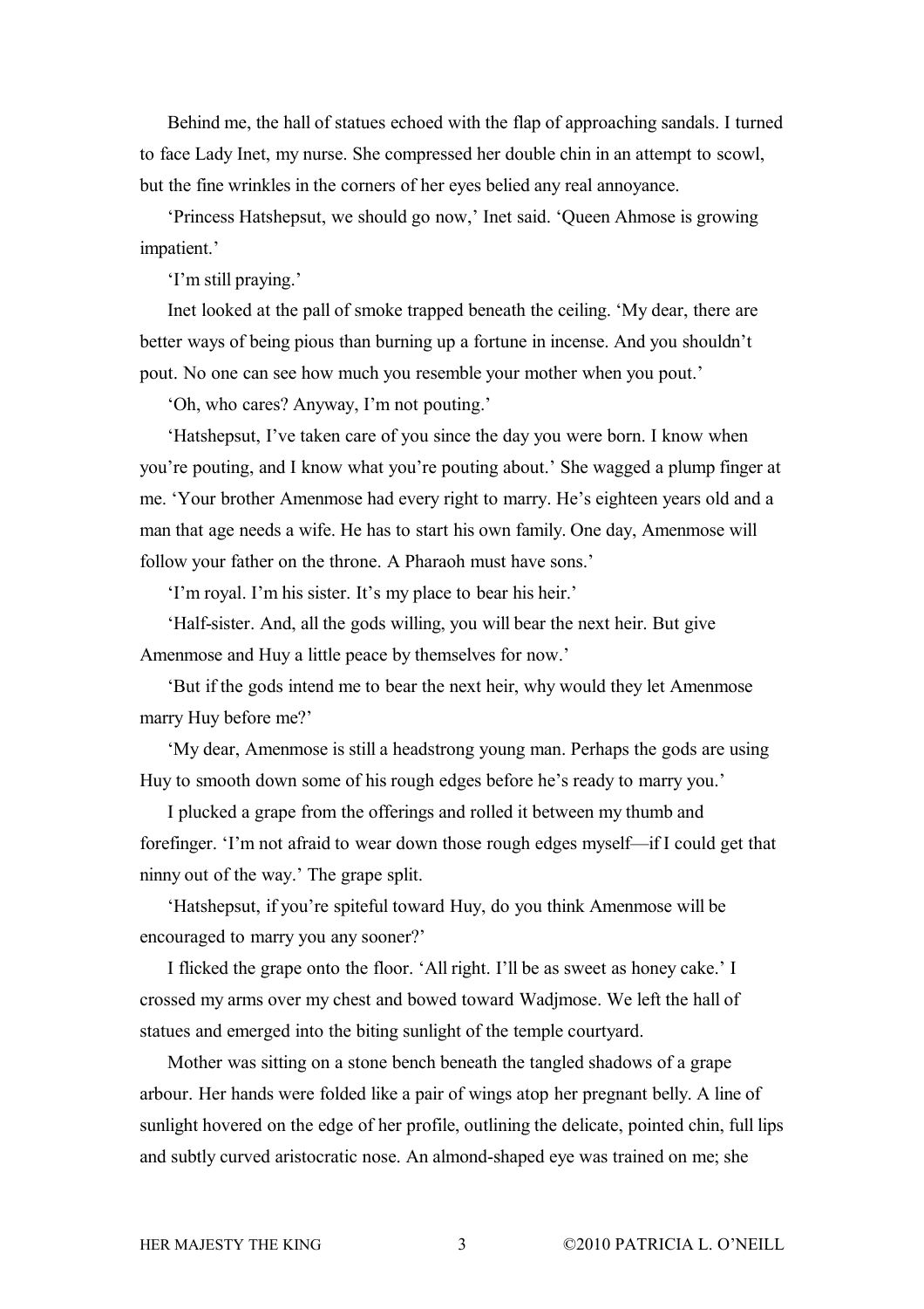Behind me, the hall of statues echoed with the flap of approaching sandals. I turned to face Lady Inet, my nurse. She compressed her double chin in an attempt to scowl, but the fine wrinkles in the corners of her eyes belied any real annoyance.

'Princess Hatshepsut, we should go now,' Inet said. 'Queen Ahmose is growing impatient.'

'I'm still praying.'

Inet looked at the pall of smoke trapped beneath the ceiling. 'My dear, there are better ways of being pious than burning up a fortune in incense. And you shouldn't pout. No one can see how much you resemble your mother when you pout.'

'Oh, who cares? Anyway, I'm not pouting.'

'Hatshepsut, I've taken care of you since the day you were born. I know when you're pouting, and I know what you're pouting about.' She wagged a plump finger at me. 'Your brother Amenmose had every right to marry. He's eighteen years old and a man that age needs a wife. He has to start his own family. One day, Amenmose will follow your father on the throne. A Pharaoh must have sons.'

'I'm royal. I'm his sister. It's my place to bear his heir.'

'Half-sister. And, all the gods willing, you will bear the next heir. But give Amenmose and Huy a little peace by themselves for now.'

'But if the gods intend me to bear the next heir, why would they let Amenmose marry Huy before me?'

'My dear, Amenmose is still a headstrong young man. Perhaps the gods are using Huy to smooth down some of his rough edges before he's ready to marry you.'

I plucked a grape from the offerings and rolled it between my thumb and forefinger. 'I'm not afraid to wear down those rough edges myself—if I could get that ninny out of the way.' The grape split.

'Hatshepsut, if you're spiteful toward Huy, do you think Amenmose will be encouraged to marry you any sooner?'

I flicked the grape onto the floor. 'All right. I'll be as sweet as honey cake.' I crossed my arms over my chest and bowed toward Wadjmose. We left the hall of statues and emerged into the biting sunlight of the temple courtyard.

Mother was sitting on a stone bench beneath the tangled shadows of a grape arbour. Her hands were folded like a pair of wings atop her pregnant belly. A line of sunlight hovered on the edge of her profile, outlining the delicate, pointed chin, full lips and subtly curved aristocratic nose. An almond-shaped eye was trained on me; she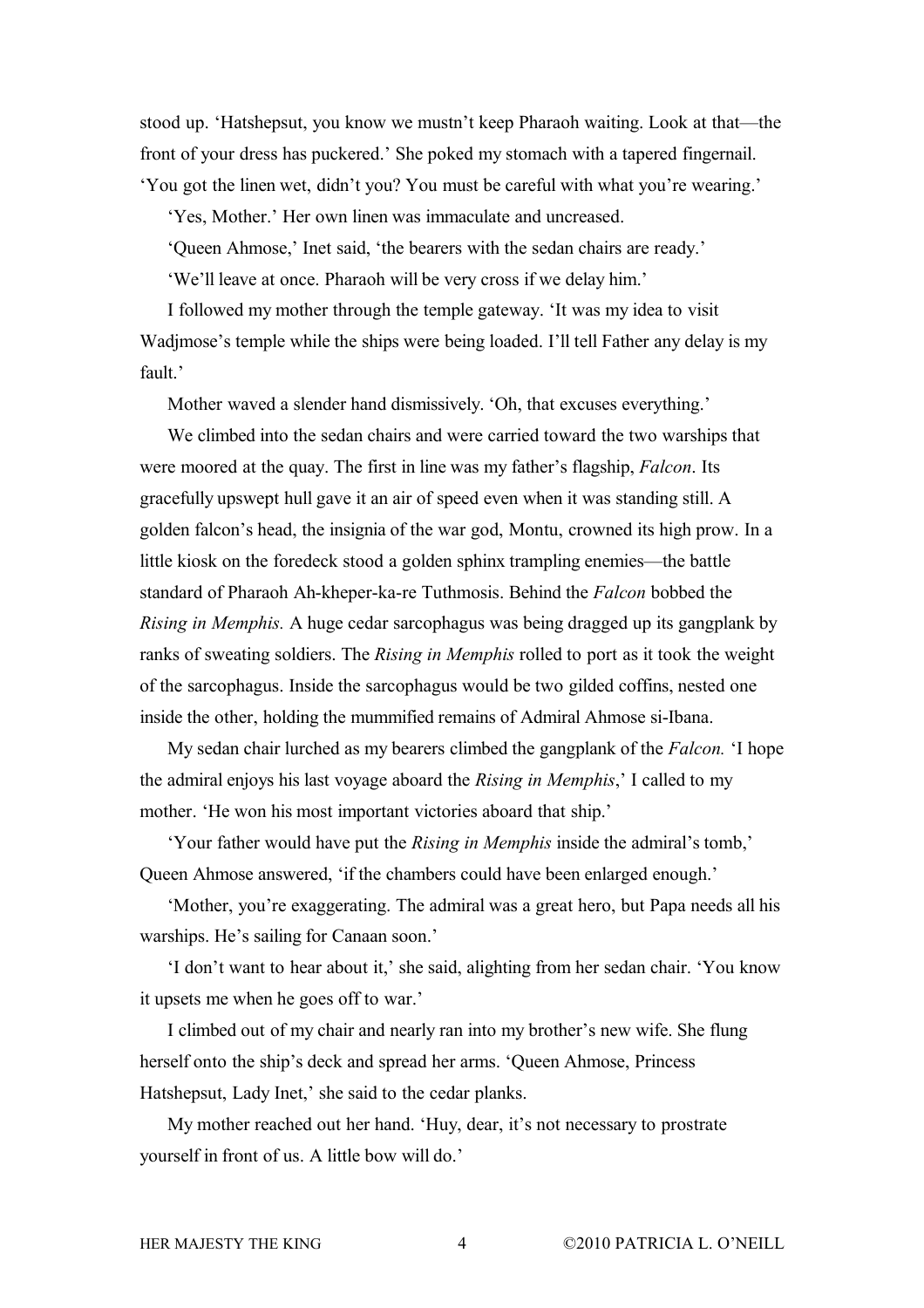stood up. 'Hatshepsut, you know we mustn't keep Pharaoh waiting. Look at that—the front of your dress has puckered.' She poked my stomach with a tapered fingernail. 'You got the linen wet, didn't you? You must be careful with what you're wearing.'

'Yes, Mother.' Her own linen was immaculate and uncreased.

'Queen Ahmose,' Inet said, 'the bearers with the sedan chairs are ready.'

'We'll leave at once. Pharaoh will be very cross if we delay him.'

I followed my mother through the temple gateway. 'It was my idea to visit Wadjmose's temple while the ships were being loaded. I'll tell Father any delay is my fault.'

Mother waved a slender hand dismissively. 'Oh, that excuses everything.'

We climbed into the sedan chairs and were carried toward the two warships that were moored at the quay. The first in line was my father's flagship, *Falcon*. Its gracefully upswept hull gave it an air of speed even when it was standing still. A golden falcon's head, the insignia of the war god, Montu, crowned its high prow. In a little kiosk on the foredeck stood a golden sphinx trampling enemies—the battle standard of Pharaoh Ah-kheper-ka-re Tuthmosis. Behind the *Falcon* bobbed the *Rising in Memphis.* A huge cedar sarcophagus was being dragged up its gangplank by ranks of sweating soldiers. The *Rising in Memphis* rolled to port as it took the weight of the sarcophagus. Inside the sarcophagus would be two gilded coffins, nested one inside the other, holding the mummified remains of Admiral Ahmose si-Ibana.

My sedan chair lurched as my bearers climbed the gangplank of the *Falcon.* 'I hope the admiral enjoys his last voyage aboard the *Rising in Memphis*,' I called to my mother. 'He won his most important victories aboard that ship.'

'Your father would have put the *Rising in Memphis* inside the admiral's tomb,' Queen Ahmose answered, 'if the chambers could have been enlarged enough.'

'Mother, you're exaggerating. The admiral was a great hero, but Papa needs all his warships. He's sailing for Canaan soon.'

'I don't want to hear about it,' she said, alighting from her sedan chair. 'You know it upsets me when he goes off to war.'

I climbed out of my chair and nearly ran into my brother's new wife. She flung herself onto the ship's deck and spread her arms. 'Queen Ahmose, Princess Hatshepsut, Lady Inet,' she said to the cedar planks.

My mother reached out her hand. 'Huy, dear, it's not necessary to prostrate yourself in front of us. A little bow will do.'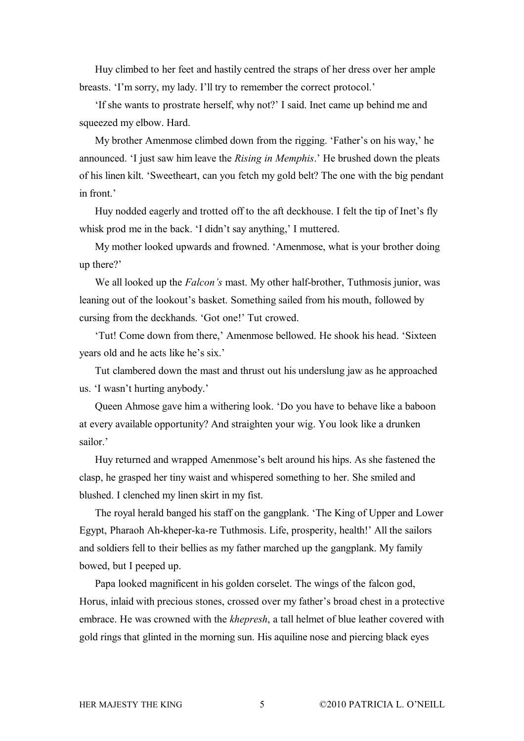Huy climbed to her feet and hastily centred the straps of her dress over her ample breasts. 'I'm sorry, my lady. I'll try to remember the correct protocol.'

'If she wants to prostrate herself, why not?' I said. Inet came up behind me and squeezed my elbow. Hard.

My brother Amenmose climbed down from the rigging. 'Father's on his way,' he announced. 'I just saw him leave the *Rising in Memphis*.' He brushed down the pleats of his linen kilt. 'Sweetheart, can you fetch my gold belt? The one with the big pendant in front.'

Huy nodded eagerly and trotted off to the aft deckhouse. I felt the tip of Inet's fly whisk prod me in the back. 'I didn't say anything,' I muttered.

My mother looked upwards and frowned. 'Amenmose, what is your brother doing up there?'

We all looked up the *Falcon's* mast. My other half-brother, Tuthmosis junior, was leaning out of the lookout's basket. Something sailed from his mouth, followed by cursing from the deckhands. 'Got one!' Tut crowed.

'Tut! Come down from there,' Amenmose bellowed. He shook his head. 'Sixteen years old and he acts like he's six.'

Tut clambered down the mast and thrust out his underslung jaw as he approached us. 'I wasn't hurting anybody.'

Queen Ahmose gave him a withering look. 'Do you have to behave like a baboon at every available opportunity? And straighten your wig. You look like a drunken sailor.'

Huy returned and wrapped Amenmose's belt around his hips. As she fastened the clasp, he grasped her tiny waist and whispered something to her. She smiled and blushed. I clenched my linen skirt in my fist.

The royal herald banged his staff on the gangplank. 'The King of Upper and Lower Egypt, Pharaoh Ah-kheper-ka-re Tuthmosis. Life, prosperity, health!' All the sailors and soldiers fell to their bellies as my father marched up the gangplank. My family bowed, but I peeped up.

Papa looked magnificent in his golden corselet. The wings of the falcon god, Horus, inlaid with precious stones, crossed over my father's broad chest in a protective embrace. He was crowned with the *khepresh*, a tall helmet of blue leather covered with gold rings that glinted in the morning sun. His aquiline nose and piercing black eyes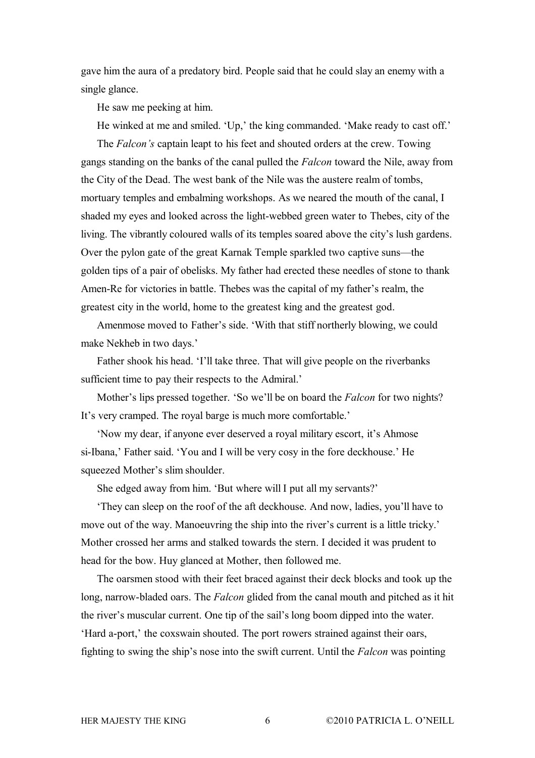gave him the aura of a predatory bird. People said that he could slay an enemy with a single glance.

He saw me peeking at him.

He winked at me and smiled. 'Up,' the king commanded. 'Make ready to cast off.'

The *Falcon's* captain leapt to his feet and shouted orders at the crew. Towing gangs standing on the banks of the canal pulled the *Falcon* toward the Nile, away from the City of the Dead. The west bank of the Nile was the austere realm of tombs, mortuary temples and embalming workshops. As we neared the mouth of the canal, I shaded my eyes and looked across the light-webbed green water to Thebes, city of the living. The vibrantly coloured walls of its temples soared above the city's lush gardens. Over the pylon gate of the great Karnak Temple sparkled two captive suns—the golden tips of a pair of obelisks. My father had erected these needles of stone to thank Amen-Re for victories in battle. Thebes was the capital of my father's realm, the greatest city in the world, home to the greatest king and the greatest god.

Amenmose moved to Father's side. 'With that stiff northerly blowing, we could make Nekheb in two days.'

Father shook his head. 'I'll take three. That will give people on the riverbanks sufficient time to pay their respects to the Admiral.'

Mother's lips pressed together. 'So we'll be on board the *Falcon* for two nights? It's very cramped. The royal barge is much more comfortable.'

'Now my dear, if anyone ever deserved a royal military escort, it's Ahmose si-Ibana,' Father said. 'You and I will be very cosy in the fore deckhouse.' He squeezed Mother's slim shoulder.

She edged away from him. 'But where will I put all my servants?'

'They can sleep on the roof of the aft deckhouse. And now, ladies, you'll have to move out of the way. Manoeuvring the ship into the river's current is a little tricky.' Mother crossed her arms and stalked towards the stern. I decided it was prudent to head for the bow. Huy glanced at Mother, then followed me.

The oarsmen stood with their feet braced against their deck blocks and took up the long, narrow-bladed oars. The *Falcon* glided from the canal mouth and pitched as it hit the river's muscular current. One tip of the sail's long boom dipped into the water. 'Hard a-port,' the coxswain shouted. The port rowers strained against their oars, fighting to swing the ship's nose into the swift current. Until the *Falcon* was pointing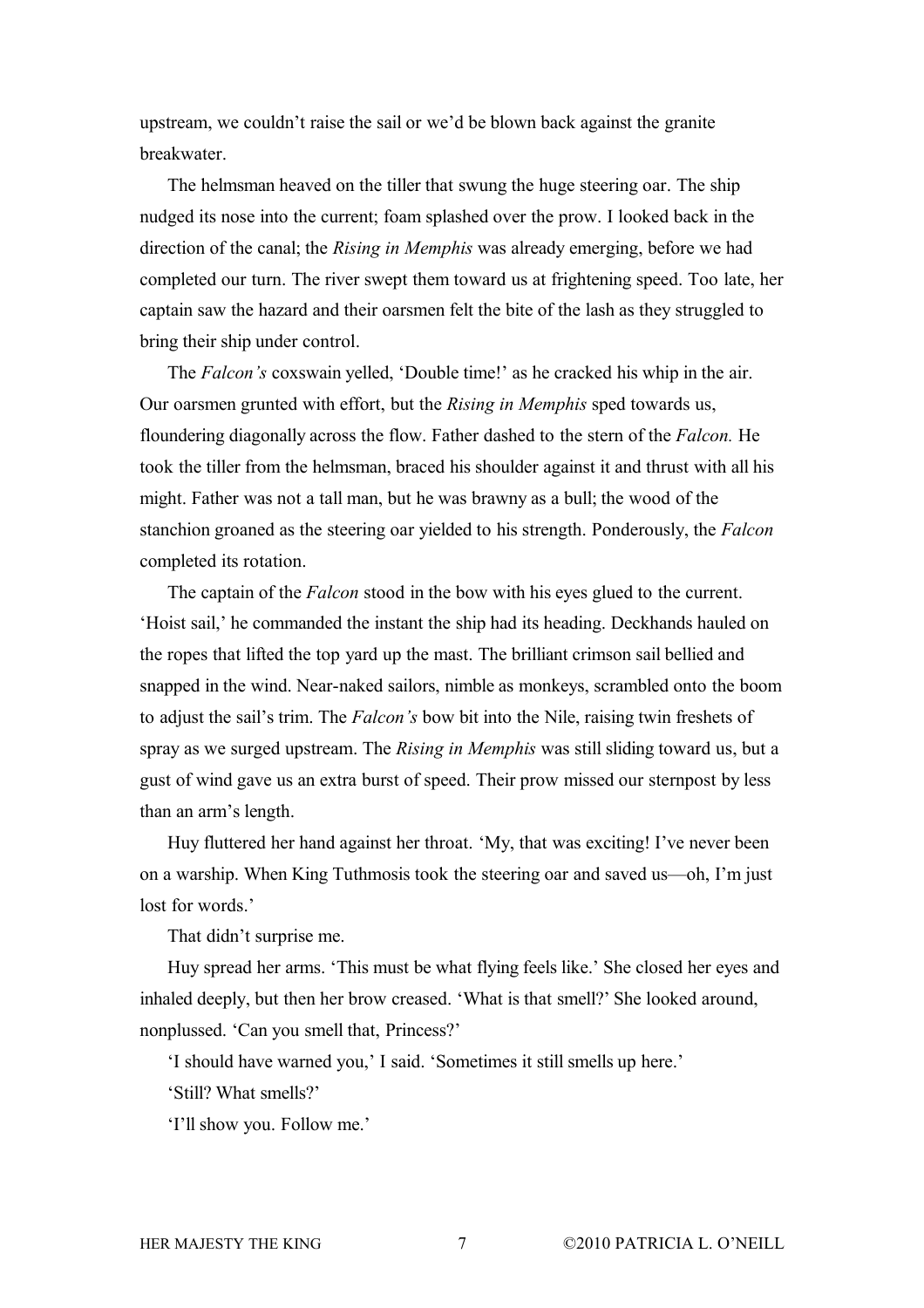upstream, we couldn't raise the sail or we'd be blown back against the granite breakwater.

The helmsman heaved on the tiller that swung the huge steering oar. The ship nudged its nose into the current; foam splashed over the prow. I looked back in the direction of the canal; the *Rising in Memphis* was already emerging, before we had completed our turn. The river swept them toward us at frightening speed. Too late, her captain saw the hazard and their oarsmen felt the bite of the lash as they struggled to bring their ship under control.

The *Falcon's* coxswain yelled, 'Double time!' as he cracked his whip in the air. Our oarsmen grunted with effort, but the *Rising in Memphis* sped towards us, floundering diagonally across the flow. Father dashed to the stern of the *Falcon.* He took the tiller from the helmsman, braced his shoulder against it and thrust with all his might. Father was not a tall man, but he was brawny as a bull; the wood of the stanchion groaned as the steering oar yielded to his strength. Ponderously, the *Falcon* completed its rotation.

The captain of the *Falcon* stood in the bow with his eyes glued to the current. 'Hoist sail,' he commanded the instant the ship had its heading. Deckhands hauled on the ropes that lifted the top yard up the mast. The brilliant crimson sail bellied and snapped in the wind. Near-naked sailors, nimble as monkeys, scrambled onto the boom to adjust the sail's trim. The *Falcon's* bow bit into the Nile, raising twin freshets of spray as we surged upstream. The *Rising in Memphis* was still sliding toward us, but a gust of wind gave us an extra burst of speed. Their prow missed our sternpost by less than an arm's length.

Huy fluttered her hand against her throat. 'My, that was exciting! I've never been on a warship. When King Tuthmosis took the steering oar and saved us—oh, I'm just lost for words.'

That didn't surprise me.

Huy spread her arms. 'This must be what flying feels like.' She closed her eyes and inhaled deeply, but then her brow creased. 'What is that smell?' She looked around, nonplussed. 'Can you smell that, Princess?'

'I should have warned you,' I said. 'Sometimes it still smells up here.'

'Still? What smells?'

'I'll show you. Follow me.'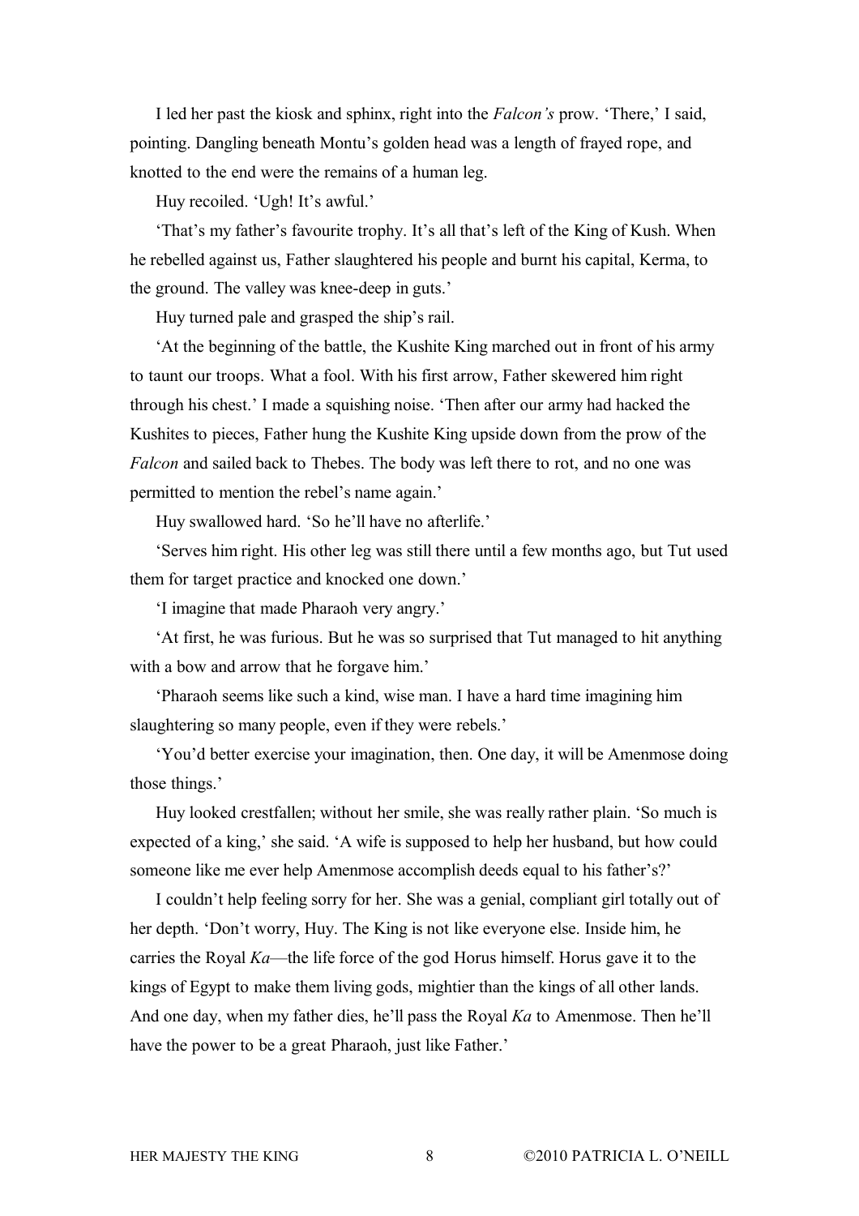I led her past the kiosk and sphinx, right into the *Falcon's* prow. 'There,' I said, pointing. Dangling beneath Montu's golden head was a length of frayed rope, and knotted to the end were the remains of a human leg.

Huy recoiled. 'Ugh! It's awful.'

'That's my father's favourite trophy. It's all that's left of the King of Kush. When he rebelled against us, Father slaughtered his people and burnt his capital, Kerma, to the ground. The valley was knee-deep in guts.'

Huy turned pale and grasped the ship's rail.

'At the beginning of the battle, the Kushite King marched out in front of his army to taunt our troops. What a fool. With his first arrow, Father skewered him right through his chest.' I made a squishing noise. 'Then after our army had hacked the Kushites to pieces, Father hung the Kushite King upside down from the prow of the *Falcon* and sailed back to Thebes. The body was left there to rot, and no one was permitted to mention the rebel's name again.'

Huy swallowed hard. 'So he'll have no afterlife.'

'Serves him right. His other leg was still there until a few months ago, but Tut used them for target practice and knocked one down.'

'I imagine that made Pharaoh very angry.'

'At first, he was furious. But he was so surprised that Tut managed to hit anything with a bow and arrow that he forgave him.'

'Pharaoh seems like such a kind, wise man. I have a hard time imagining him slaughtering so many people, even if they were rebels.'

'You'd better exercise your imagination, then. One day, it will be Amenmose doing those things.'

Huy looked crestfallen; without her smile, she was really rather plain. 'So much is expected of a king,' she said. 'A wife is supposed to help her husband, but how could someone like me ever help Amenmose accomplish deeds equal to his father's?'

I couldn't help feeling sorry for her. She was a genial, compliant girl totally out of her depth. 'Don't worry, Huy. The King is not like everyone else. Inside him, he carries the Royal *Ka*—the life force of the god Horus himself. Horus gave it to the kings of Egypt to make them living gods, mightier than the kings of all other lands. And one day, when my father dies, he'll pass the Royal *Ka* to Amenmose. Then he'll have the power to be a great Pharaoh, just like Father.'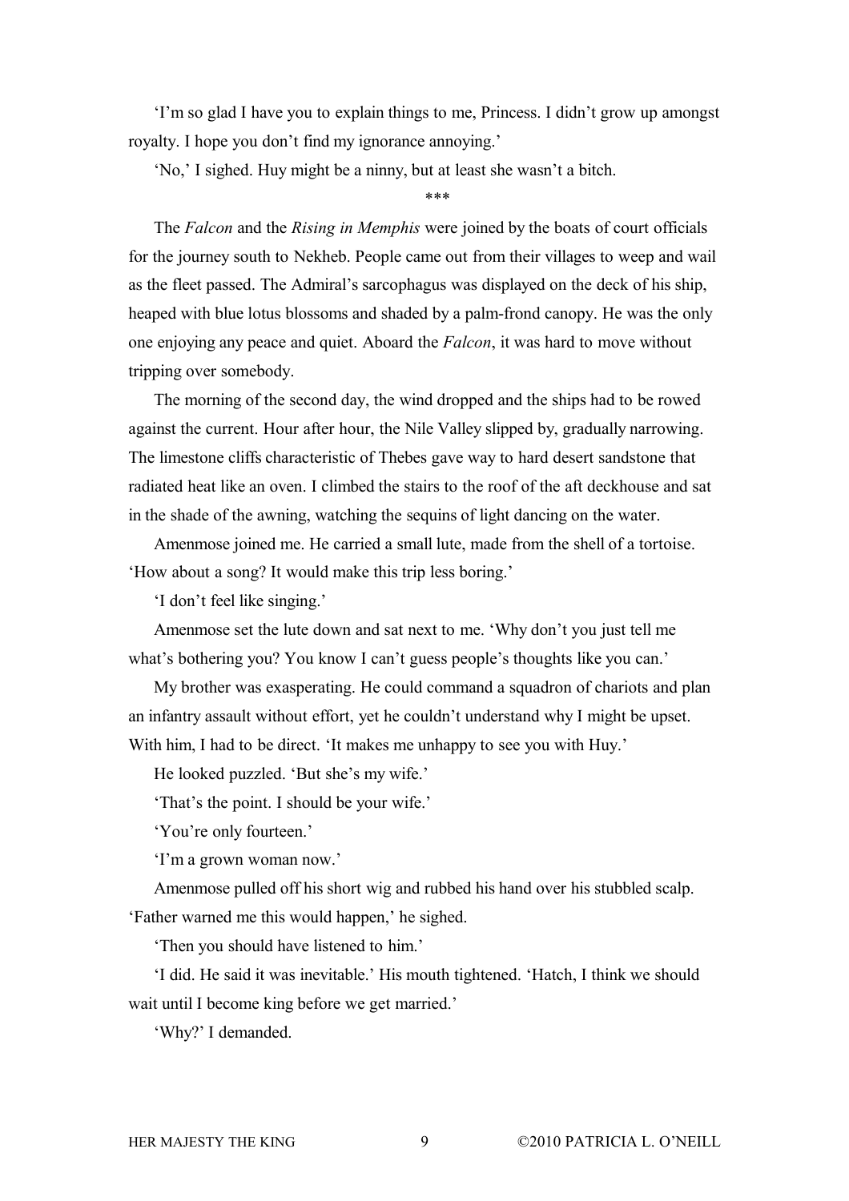'I'm so glad I have you to explain things to me, Princess. I didn't grow up amongst royalty. I hope you don't find my ignorance annoying.'

'No,' I sighed. Huy might be a ninny, but at least she wasn't a bitch.

\*\*\*

The *Falcon* and the *Rising in Memphis* were joined by the boats of court officials for the journey south to Nekheb. People came out from their villages to weep and wail as the fleet passed. The Admiral's sarcophagus was displayed on the deck of his ship, heaped with blue lotus blossoms and shaded by a palm-frond canopy. He was the only one enjoying any peace and quiet. Aboard the *Falcon*, it was hard to move without tripping over somebody.

The morning of the second day, the wind dropped and the ships had to be rowed against the current. Hour after hour, the Nile Valley slipped by, gradually narrowing. The limestone cliffs characteristic of Thebes gave way to hard desert sandstone that radiated heat like an oven. I climbed the stairs to the roof of the aft deckhouse and sat in the shade of the awning, watching the sequins of light dancing on the water.

Amenmose joined me. He carried a small lute, made from the shell of a tortoise. 'How about a song? It would make this trip less boring.'

'I don't feel like singing.'

Amenmose set the lute down and sat next to me. 'Why don't you just tell me what's bothering you? You know I can't guess people's thoughts like you can.'

My brother was exasperating. He could command a squadron of chariots and plan an infantry assault without effort, yet he couldn't understand why I might be upset. With him, I had to be direct. 'It makes me unhappy to see you with Huy.'

He looked puzzled. 'But she's my wife.'

'That's the point. I should be your wife.'

'You're only fourteen.'

'I'm a grown woman now.'

Amenmose pulled off his short wig and rubbed his hand over his stubbled scalp. 'Father warned me this would happen,' he sighed.

'Then you should have listened to him.'

'I did. He said it was inevitable.' His mouth tightened. 'Hatch, I think we should wait until I become king before we get married.'

'Why?' I demanded.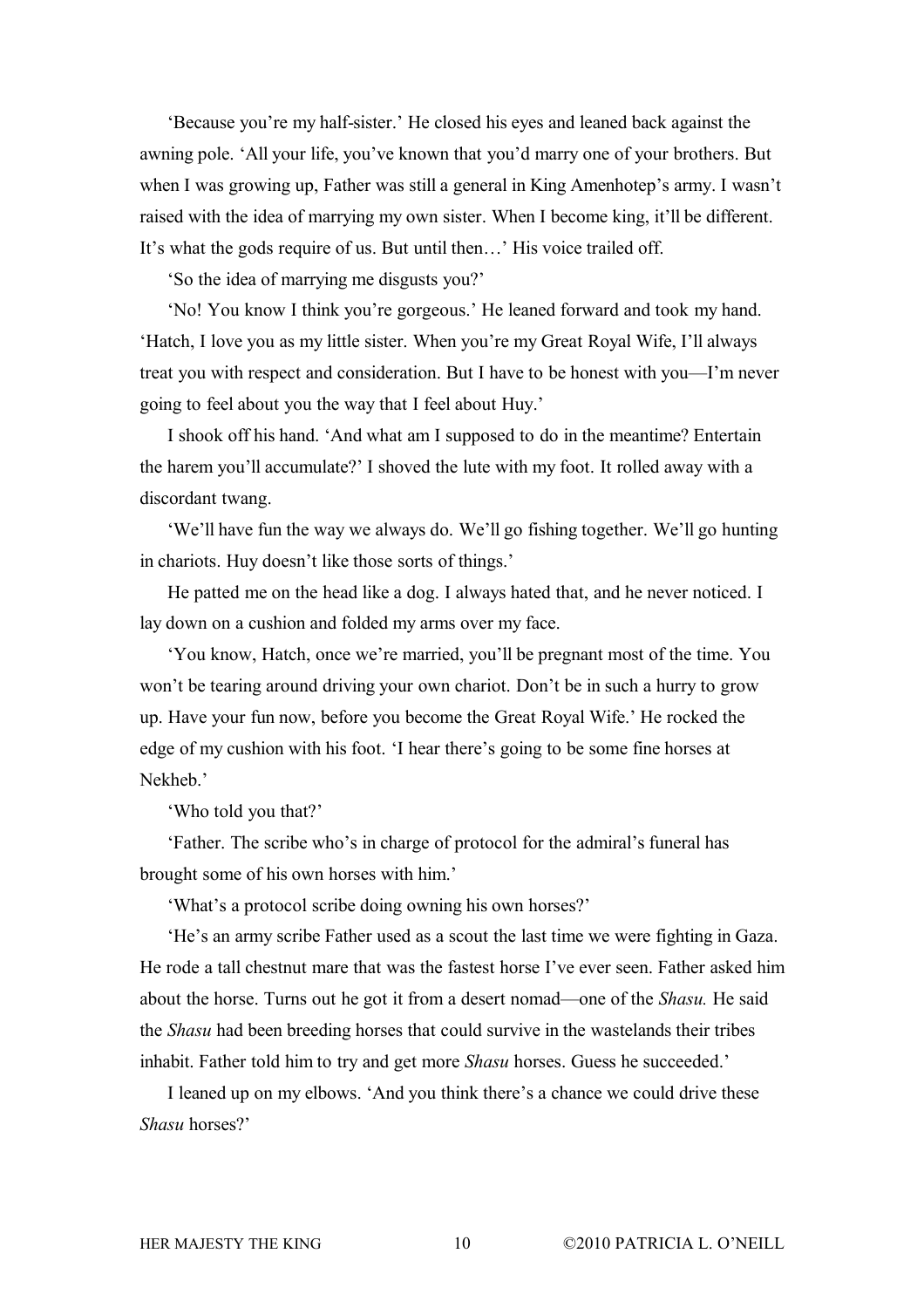'Because you're my half-sister.' He closed his eyes and leaned back against the awning pole. 'All your life, you've known that you'd marry one of your brothers. But when I was growing up, Father was still a general in King Amenhotep's army. I wasn't raised with the idea of marrying my own sister. When I become king, it'll be different. It's what the gods require of us. But until then…' His voice trailed off.

'So the idea of marrying me disgusts you?'

'No! You know I think you're gorgeous.' He leaned forward and took my hand. 'Hatch, I love you as my little sister. When you're my Great Royal Wife, I'll always treat you with respect and consideration. But I have to be honest with you—I'm never going to feel about you the way that I feel about Huy.'

I shook off his hand. 'And what am I supposed to do in the meantime? Entertain the harem you'll accumulate?' I shoved the lute with my foot. It rolled away with a discordant twang.

'We'll have fun the way we always do. We'll go fishing together. We'll go hunting in chariots. Huy doesn't like those sorts of things.'

He patted me on the head like a dog. I always hated that, and he never noticed. I lay down on a cushion and folded my arms over my face.

'You know, Hatch, once we're married, you'll be pregnant most of the time. You won't be tearing around driving your own chariot. Don't be in such a hurry to grow up. Have your fun now, before you become the Great Royal Wife.' He rocked the edge of my cushion with his foot. 'I hear there's going to be some fine horses at Nekheb.'

'Who told you that?'

'Father. The scribe who's in charge of protocol for the admiral's funeral has brought some of his own horses with him.'

'What's a protocol scribe doing owning his own horses?'

'He's an army scribe Father used as a scout the last time we were fighting in Gaza. He rode a tall chestnut mare that was the fastest horse I've ever seen. Father asked him about the horse. Turns out he got it from a desert nomad—one of the *Shasu.* He said the *Shasu* had been breeding horses that could survive in the wastelands their tribes inhabit. Father told him to try and get more *Shasu* horses. Guess he succeeded.'

I leaned up on my elbows. 'And you think there's a chance we could drive these *Shasu* horses?'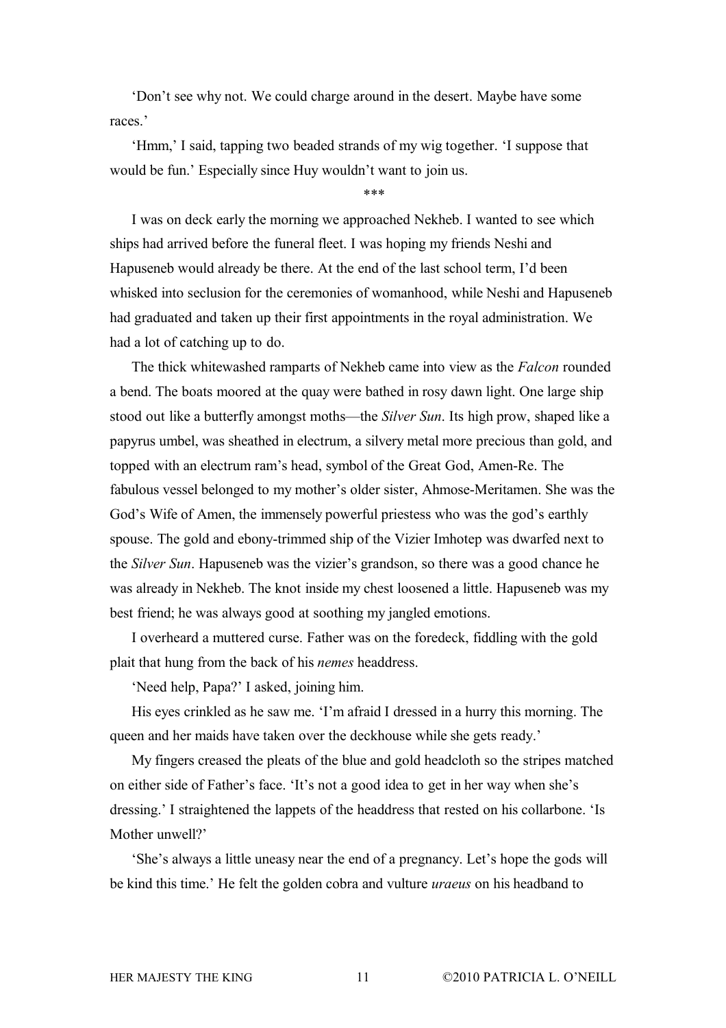'Don't see why not. We could charge around in the desert. Maybe have some races.'

'Hmm,' I said, tapping two beaded strands of my wig together. 'I suppose that would be fun.' Especially since Huy wouldn't want to join us.

\*\*\*

I was on deck early the morning we approached Nekheb. I wanted to see which ships had arrived before the funeral fleet. I was hoping my friends Neshi and Hapuseneb would already be there. At the end of the last school term, I'd been whisked into seclusion for the ceremonies of womanhood, while Neshi and Hapuseneb had graduated and taken up their first appointments in the royal administration. We had a lot of catching up to do.

The thick whitewashed ramparts of Nekheb came into view as the *Falcon* rounded a bend. The boats moored at the quay were bathed in rosy dawn light. One large ship stood out like a butterfly amongst moths—the *Silver Sun*. Its high prow, shaped like a papyrus umbel, was sheathed in electrum, a silvery metal more precious than gold, and topped with an electrum ram's head, symbol of the Great God, Amen-Re. The fabulous vessel belonged to my mother's older sister, Ahmose-Meritamen. She was the God's Wife of Amen, the immensely powerful priestess who was the god's earthly spouse. The gold and ebony-trimmed ship of the Vizier Imhotep was dwarfed next to the *Silver Sun*. Hapuseneb was the vizier's grandson, so there was a good chance he was already in Nekheb. The knot inside my chest loosened a little. Hapuseneb was my best friend; he was always good at soothing my jangled emotions.

I overheard a muttered curse. Father was on the foredeck, fiddling with the gold plait that hung from the back of his *nemes* headdress.

'Need help, Papa?' I asked, joining him.

His eyes crinkled as he saw me. 'I'm afraid I dressed in a hurry this morning. The queen and her maids have taken over the deckhouse while she gets ready.'

My fingers creased the pleats of the blue and gold headcloth so the stripes matched on either side of Father's face. 'It's not a good idea to get in her way when she's dressing.' I straightened the lappets of the headdress that rested on his collarbone. 'Is Mother unwell?'

'She's always a little uneasy near the end of a pregnancy. Let's hope the gods will be kind this time.' He felt the golden cobra and vulture *uraeus* on his headband to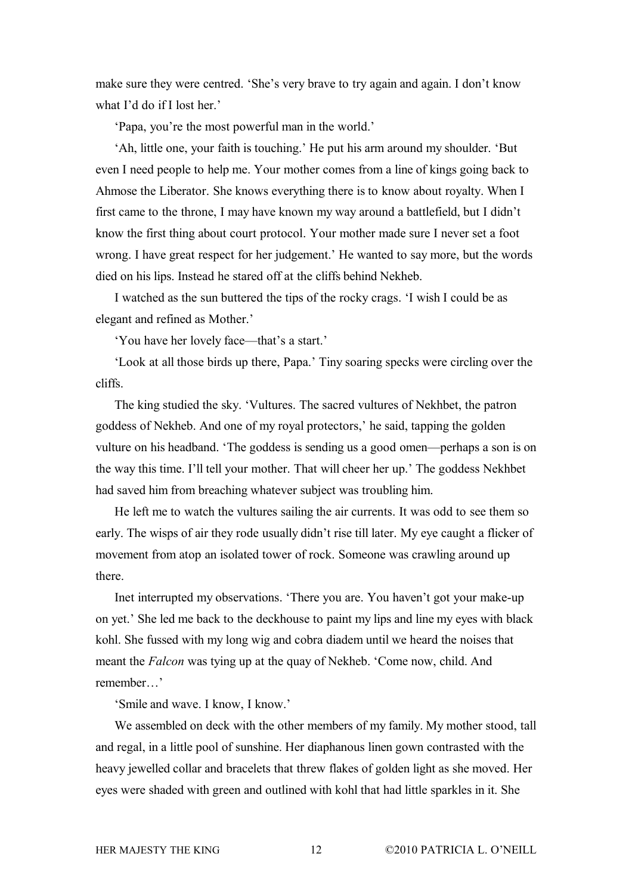make sure they were centred. 'She's very brave to try again and again. I don't know what I'd do if I lost her.'

'Papa, you're the most powerful man in the world.'

'Ah, little one, your faith is touching.' He put his arm around my shoulder. 'But even I need people to help me. Your mother comes from a line of kings going back to Ahmose the Liberator. She knows everything there is to know about royalty. When I first came to the throne, I may have known my way around a battlefield, but I didn't know the first thing about court protocol. Your mother made sure I never set a foot wrong. I have great respect for her judgement.' He wanted to say more, but the words died on his lips. Instead he stared off at the cliffs behind Nekheb.

I watched as the sun buttered the tips of the rocky crags. 'I wish I could be as elegant and refined as Mother.'

'You have her lovely face—that's a start.'

'Look at all those birds up there, Papa.' Tiny soaring specks were circling over the cliffs.

The king studied the sky. 'Vultures. The sacred vultures of Nekhbet, the patron goddess of Nekheb. And one of my royal protectors,' he said, tapping the golden vulture on his headband. 'The goddess is sending us a good omen—perhaps a son is on the way this time. I'll tell your mother. That will cheer her up.' The goddess Nekhbet had saved him from breaching whatever subject was troubling him.

He left me to watch the vultures sailing the air currents. It was odd to see them so early. The wisps of air they rode usually didn't rise till later. My eye caught a flicker of movement from atop an isolated tower of rock. Someone was crawling around up there.

Inet interrupted my observations. 'There you are. You haven't got your make-up on yet.' She led me back to the deckhouse to paint my lips and line my eyes with black kohl. She fussed with my long wig and cobra diadem until we heard the noises that meant the *Falcon* was tying up at the quay of Nekheb. 'Come now, child. And remember…'

'Smile and wave. I know, I know.'

We assembled on deck with the other members of my family. My mother stood, tall and regal, in a little pool of sunshine. Her diaphanous linen gown contrasted with the heavy jewelled collar and bracelets that threw flakes of golden light as she moved. Her eyes were shaded with green and outlined with kohl that had little sparkles in it. She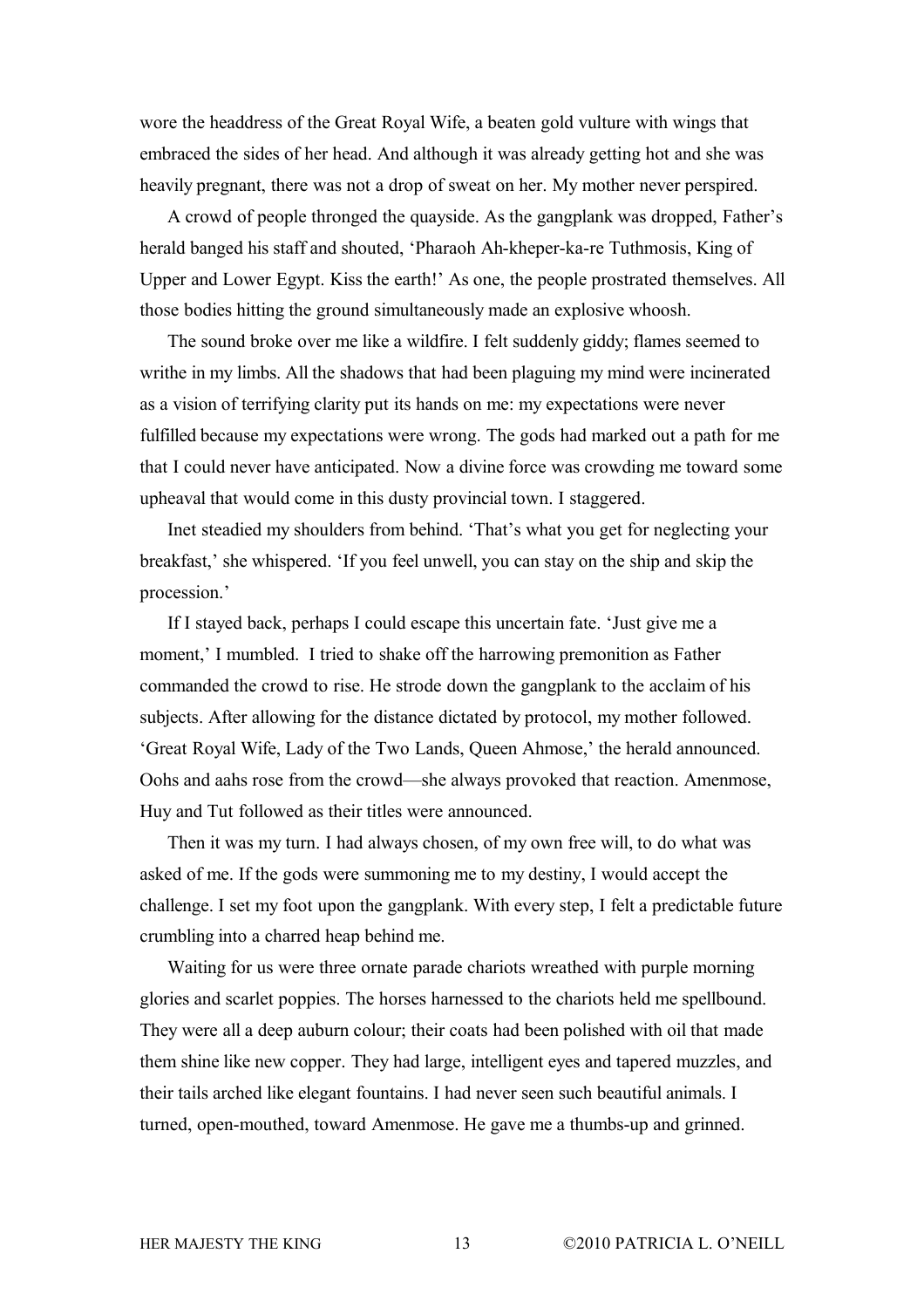wore the headdress of the Great Royal Wife, a beaten gold vulture with wings that embraced the sides of her head. And although it was already getting hot and she was heavily pregnant, there was not a drop of sweat on her. My mother never perspired.

A crowd of people thronged the quayside. As the gangplank was dropped, Father's herald banged his staff and shouted, 'Pharaoh Ah-kheper-ka-re Tuthmosis, King of Upper and Lower Egypt. Kiss the earth!' As one, the people prostrated themselves. All those bodies hitting the ground simultaneously made an explosive whoosh.

The sound broke over me like a wildfire. I felt suddenly giddy; flames seemed to writhe in my limbs. All the shadows that had been plaguing my mind were incinerated as a vision of terrifying clarity put its hands on me: my expectations were never fulfilled because my expectations were wrong. The gods had marked out a path for me that I could never have anticipated. Now a divine force was crowding me toward some upheaval that would come in this dusty provincial town. I staggered.

Inet steadied my shoulders from behind. 'That's what you get for neglecting your breakfast,' she whispered. 'If you feel unwell, you can stay on the ship and skip the procession.'

If I stayed back, perhaps I could escape this uncertain fate. 'Just give me a moment,' I mumbled. I tried to shake off the harrowing premonition as Father commanded the crowd to rise. He strode down the gangplank to the acclaim of his subjects. After allowing for the distance dictated by protocol, my mother followed. 'Great Royal Wife, Lady of the Two Lands, Queen Ahmose,' the herald announced. Oohs and aahs rose from the crowd—she always provoked that reaction. Amenmose, Huy and Tut followed as their titles were announced.

Then it was my turn. I had always chosen, of my own free will, to do what was asked of me. If the gods were summoning me to my destiny, I would accept the challenge. I set my foot upon the gangplank. With every step, I felt a predictable future crumbling into a charred heap behind me.

Waiting for us were three ornate parade chariots wreathed with purple morning glories and scarlet poppies. The horses harnessed to the chariots held me spellbound. They were all a deep auburn colour; their coats had been polished with oil that made them shine like new copper. They had large, intelligent eyes and tapered muzzles, and their tails arched like elegant fountains. I had never seen such beautiful animals. I turned, open-mouthed, toward Amenmose. He gave me a thumbs-up and grinned.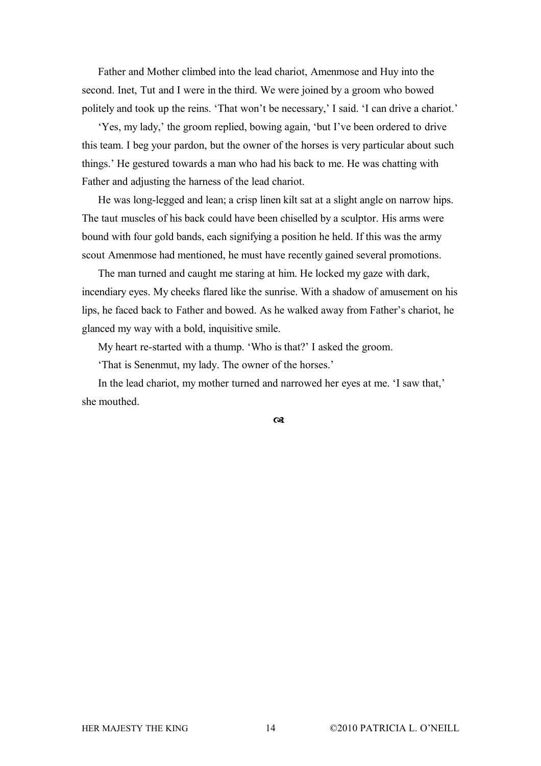Father and Mother climbed into the lead chariot, Amenmose and Huy into the second. Inet, Tut and I were in the third. We were joined by a groom who bowed politely and took up the reins. 'That won't be necessary,' I said. 'I can drive a chariot.'

'Yes, my lady,' the groom replied, bowing again, 'but I've been ordered to drive this team. I beg your pardon, but the owner of the horses is very particular about such things.' He gestured towards a man who had his back to me. He was chatting with Father and adjusting the harness of the lead chariot.

He was long-legged and lean; a crisp linen kilt sat at a slight angle on narrow hips. The taut muscles of his back could have been chiselled by a sculptor. His arms were bound with four gold bands, each signifying a position he held. If this was the army scout Amenmose had mentioned, he must have recently gained several promotions.

The man turned and caught me staring at him. He locked my gaze with dark, incendiary eyes. My cheeks flared like the sunrise. With a shadow of amusement on his lips, he faced back to Father and bowed. As he walked away from Father's chariot, he glanced my way with a bold, inquisitive smile.

My heart re-started with a thump. 'Who is that?' I asked the groom.

'That is Senenmut, my lady. The owner of the horses.'

In the lead chariot, my mother turned and narrowed her eyes at me. 'I saw that,' she mouthed.

☙